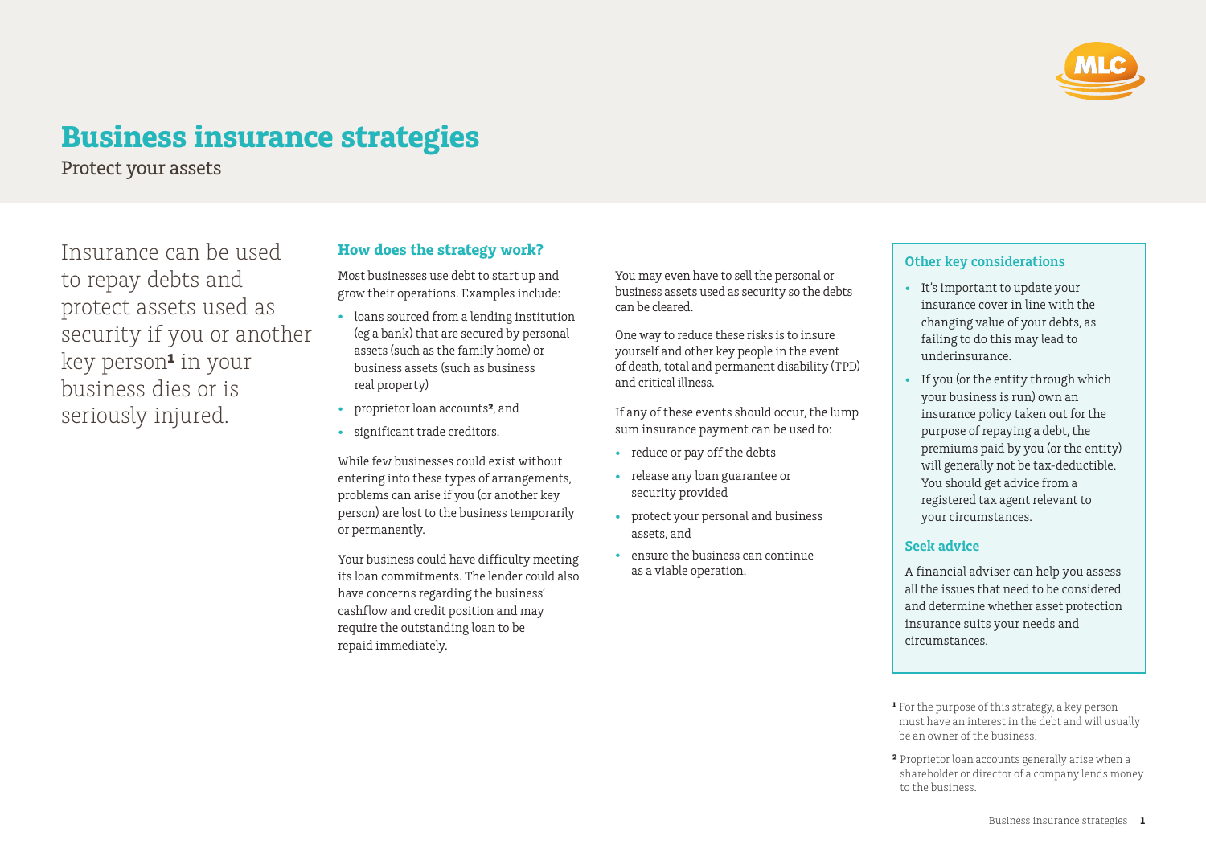# Business insurance strategies

Protect your assets

Insurance can be used to repay debts and protect assets used as security if you or another key person[1] in your business dies or is seriously injured.

## How does the strategy work?

Most businesses use debt to start up and grow their operations. Examples include:

- loans sourced from a lending institution (eg a bank) that are secured by personal assets (such as the family home) or business assets (such as business real property)
- proprietor loan accounts[2], and
- significant trade creditors.

While few businesses could exist without entering into these types of arrangements, problems can arise if you (or another key person) are lost to the business temporarily or permanently.

Your business could have difficulty meeting its loan commitments. The lender could also have concerns regarding the business' cashflow and credit position and may require the outstanding loan to be repaid immediately.

You may even have to sell the personal or business assets used as security so the debts can be cleared.

One way to reduce these risks is to insure yourself and other key people in the event of death, total and permanent disability (TPD) and critical illness.

If any of these events should occur, the lump sum insurance payment can be used to:

- reduce or pay off the debts
- release any loan guarantee or security provided
- protect your personal and business assets, and
- ensure the business can continue as a viable operation.

## Other key considerations

- It's important to update your insurance cover in line with the changing value of your debts, as failing to do this may lead to underinsurance.
- If you (or the entity through which your business is run) own an insurance policy taken out for the purpose of repaying a debt, the premiums paid by you (or the entity) will generally not be tax-deductible. You should get advice from a registered tax agent relevant to your circumstances.

## Seek advice

A financial adviser can help you assess all the issues that need to be considered and determine whether asset protection insurance suits your needs and circumstances.

[1] For the purpose of this strategy, a key person must have an interest in the debt and will usually be an owner of the business.

[2] Proprietor loan accounts generally arise when a shareholder or director of a company lends money to the business.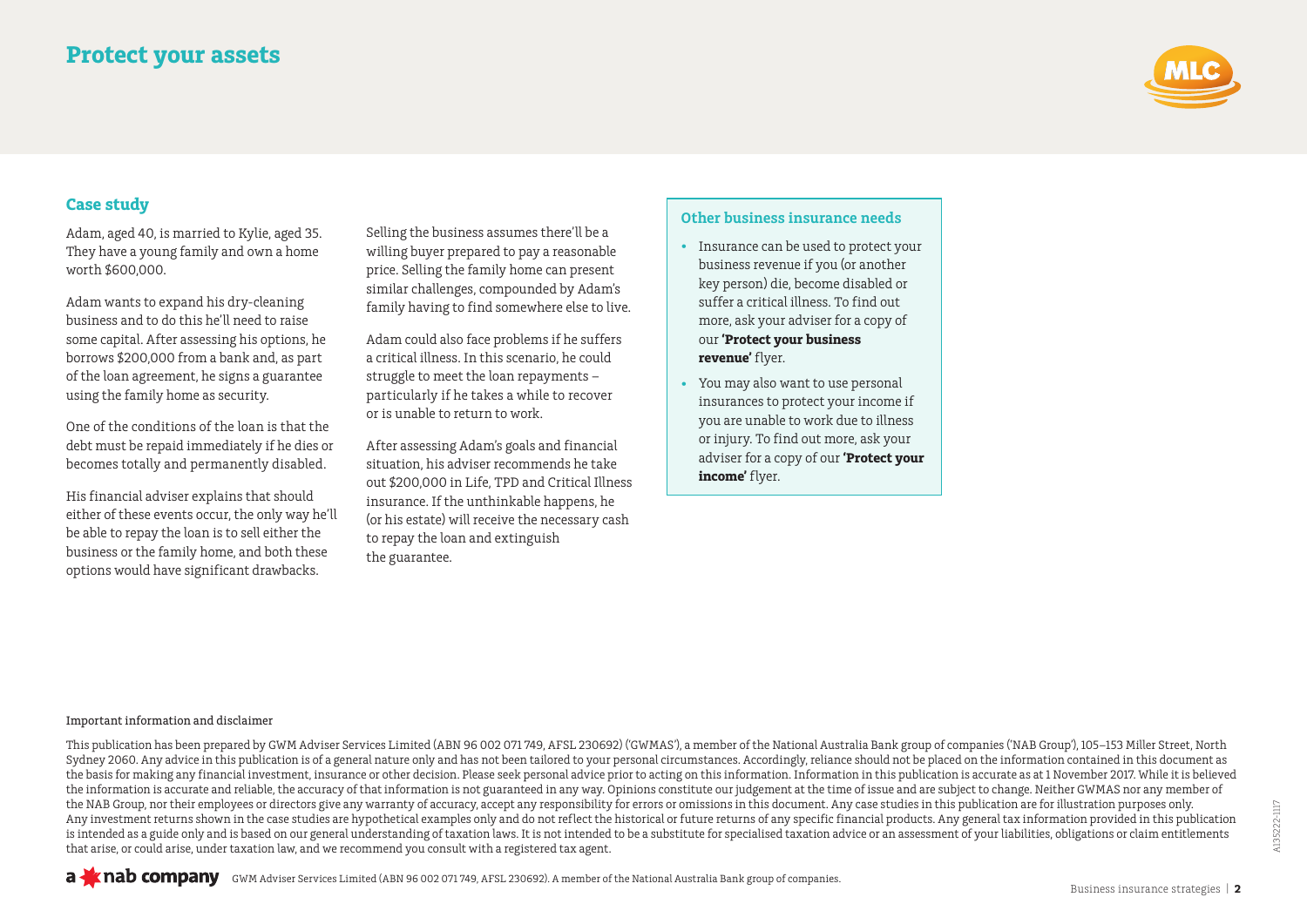# Protect your assets

## Case study

Adam, aged 40, is married to Kylie, aged 35. They have a young family and own a home worth $600,000.

Adam wants to expand his dry-cleaning business and to do this he'll need to raise some capital. After assessing his options, he borrows $200,000 from a bank and, as part of the loan agreement, he signs a guarantee using the family home as security.

One of the conditions of the loan is that the debt must be repaid immediately if he dies or becomes totally and permanently disabled.

His financial adviser explains that should either of these events occur, the only way he'll be able to repay the loan is to sell either the business or the family home, and both these options would have significant drawbacks.

Selling the business assumes there'll be a willing buyer prepared to pay a reasonable price. Selling the family home can present similar challenges, compounded by Adam's family having to find somewhere else to live.

Adam could also face problems if he suffers a critical illness. In this scenario, he could struggle to meet the loan repayments – particularly if he takes a while to recover or is unable to return to work.

After assessing Adam's goals and financial situation, his adviser recommends he take out $200,000 in Life, TPD and Critical Illness insurance. If the unthinkable happens, he (or his estate) will receive the necessary cash to repay the loan and extinguish the guarantee.

### Other business insurance needs

- Insurance can be used to protect your business revenue if you (or another key person) die, become disabled or suffer a critical illness. To find out more, ask your adviser for a copy of our **'Protect your business revenue'** flyer.
- You may also want to use personal insurances to protect your income if you are unable to work due to illness or injury. To find out more, ask your adviser for a copy of our **'Protect your income'** flyer.

Important information and disclaimer

This publication has been prepared by GWM Adviser Services Limited (ABN 96 002 071 749, AFSL 230692) ('GWMAS'), a member of the National Australia Bank group of companies ('NAB Group'), 105–153 Miller Street, North Sydney 2060. Any advice in this publication is of a general nature only and has not been tailored to your personal circumstances. Accordingly, reliance should not be placed on the information contained in this document as the basis for making any financial investment, insurance or other decision. Please seek personal advice prior to acting on this information. Information in this publication is accurate as at 1 November 2017. While it is believed the information is accurate and reliable, the accuracy of that information is not guaranteed in any way. Opinions constitute our judgement at the time of issue and are subject to change. Neither GWMAS nor any member of the NAB Group, nor their employees or directors give any warranty of accuracy, accept any responsibility for errors or omissions in this document. Any case studies in this publication are for illustration purposes only. Any investment returns shown in the case studies are hypothetical examples only and do not reflect the historical or future returns of any specific financial products. Any general tax information provided in this publication is intended as a guide only and is based on our general understanding of taxation laws. It is not intended to be a substitute for specialised taxation advice or an assessment of your liabilities, obligations or claim entitlements that arise, or could arise, under taxation law, and we recommend you consult with a registered tax agent.

a nab company GWM Adviser Services Limited (ABN 96 002 071 749, AFSL 230692). A member of the National Australia Bank group of companies.

A135222-1117